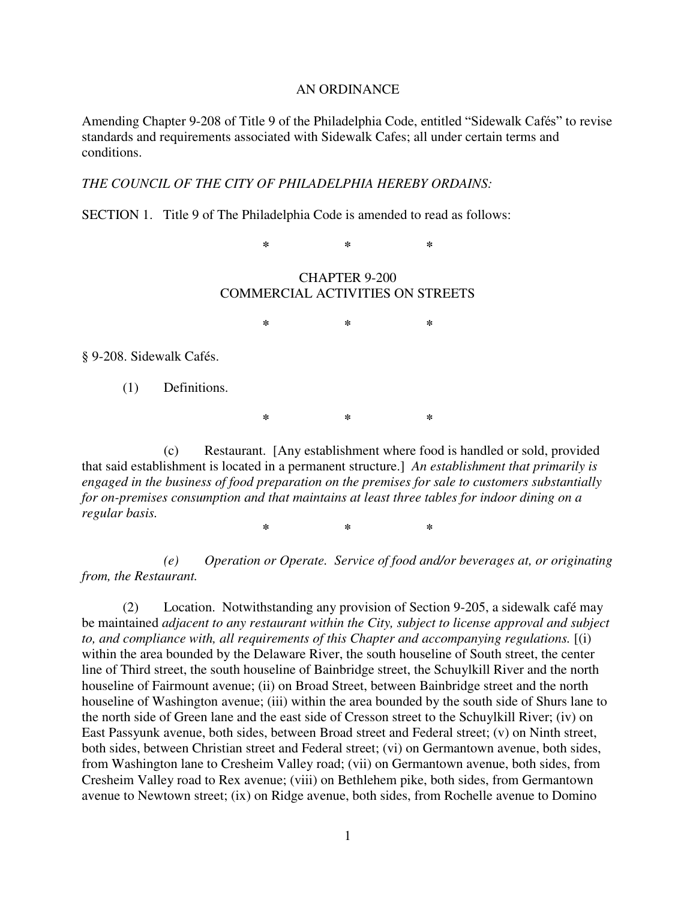AN ORDINANCE

Amending Chapter 9-208 of Title 9 of the Philadelphia Code, entitled "Sidewalk Cafés" to revise standards and requirements associated with Sidewalk Cafes; all under certain terms and conditions.

*THE COUNCIL OF THE CITY OF PHILADELPHIA HEREBY ORDAINS:*

SECTION 1. Title 9 of The Philadelphia Code is amended to read as follows:

\* \* \*

CHAPTER 9-200
COMMERCIAL ACTIVITIES ON STREETS

\* \* \*

§ 9-208. Sidewalk Cafés.

(1) Definitions.

\* \* \*

(c) Restaurant. [Any establishment where food is handled or sold, provided that said establishment is located in a permanent structure.] *An establishment that primarily is engaged in the business of food preparation on the premises for sale to customers substantially for on-premises consumption and that maintains at least three tables for indoor dining on a regular basis.*

\* \* \*

*(e) Operation or Operate. Service of food and/or beverages at, or originating from, the Restaurant.*

(2) Location. Notwithstanding any provision of Section 9-205, a sidewalk café may be maintained *adjacent to any restaurant within the City, subject to license approval and subject to, and compliance with, all requirements of this Chapter and accompanying regulations.* [(i) within the area bounded by the Delaware River, the south houseline of South street, the center line of Third street, the south houseline of Bainbridge street, the Schuylkill River and the north houseline of Fairmount avenue; (ii) on Broad Street, between Bainbridge street and the north houseline of Washington avenue; (iii) within the area bounded by the south side of Shurs lane to the north side of Green lane and the east side of Cresson street to the Schuylkill River; (iv) on East Passyunk avenue, both sides, between Broad street and Federal street; (v) on Ninth street, both sides, between Christian street and Federal street; (vi) on Germantown avenue, both sides, from Washington lane to Cresheim Valley road; (vii) on Germantown avenue, both sides, from Cresheim Valley road to Rex avenue; (viii) on Bethlehem pike, both sides, from Germantown avenue to Newtown street; (ix) on Ridge avenue, both sides, from Rochelle avenue to Domino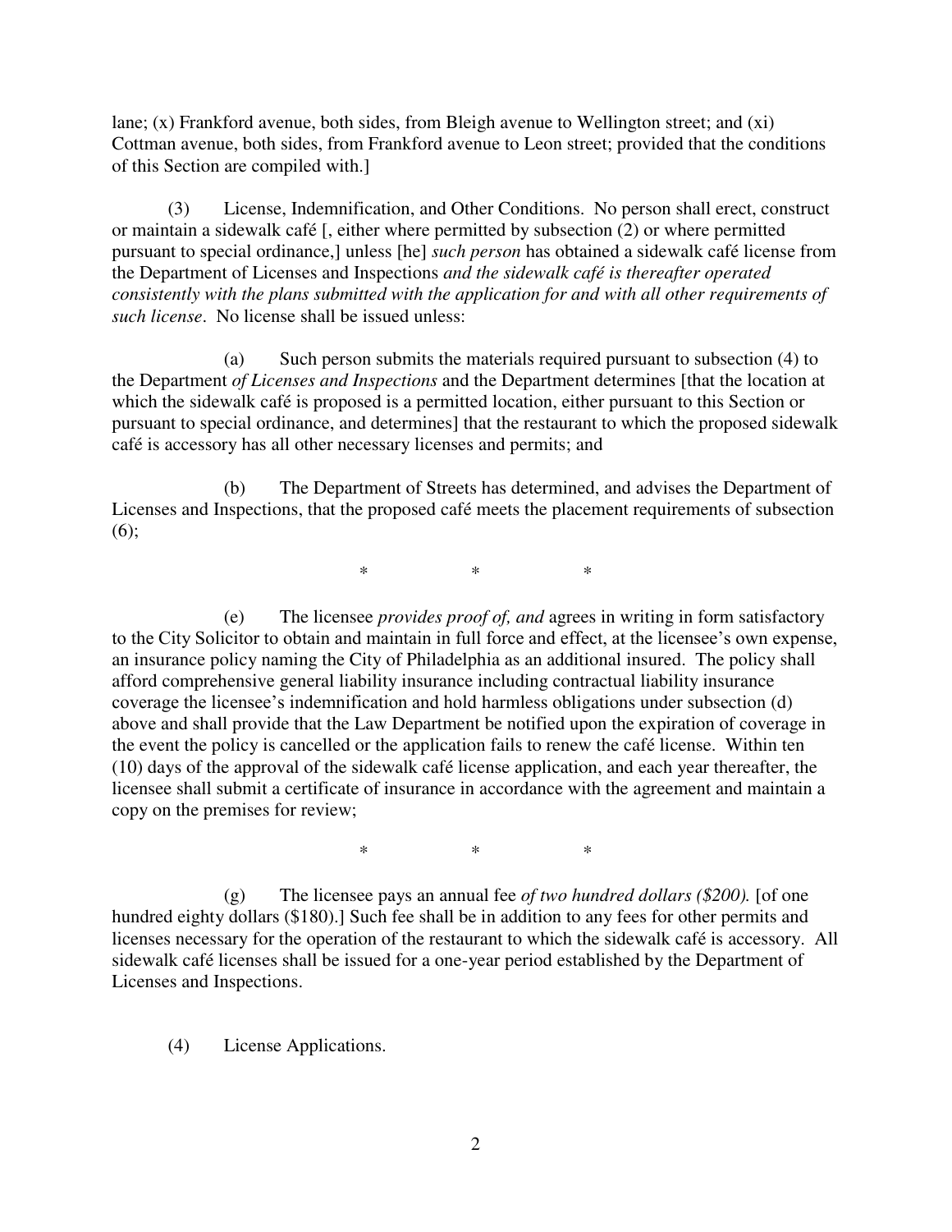lane; (x) Frankford avenue, both sides, from Bleigh avenue to Wellington street; and (xi) Cottman avenue, both sides, from Frankford avenue to Leon street; provided that the conditions of this Section are compiled with.]

(3) License, Indemnification, and Other Conditions. No person shall erect, construct or maintain a sidewalk café [, either where permitted by subsection (2) or where permitted pursuant to special ordinance,] unless [he] *such person* has obtained a sidewalk café license from the Department of Licenses and Inspections *and the sidewalk café is thereafter operated consistently with the plans submitted with the application for and with all other requirements of such license*. No license shall be issued unless:

(a) Such person submits the materials required pursuant to subsection (4) to the Department *of Licenses and Inspections* and the Department determines [that the location at which the sidewalk café is proposed is a permitted location, either pursuant to this Section or pursuant to special ordinance, and determines] that the restaurant to which the proposed sidewalk café is accessory has all other necessary licenses and permits; and

(b) The Department of Streets has determined, and advises the Department of Licenses and Inspections, that the proposed café meets the placement requirements of subsection (6);

\* \* \*

(e) The licensee *provides proof of, and* agrees in writing in form satisfactory to the City Solicitor to obtain and maintain in full force and effect, at the licensee's own expense, an insurance policy naming the City of Philadelphia as an additional insured. The policy shall afford comprehensive general liability insurance including contractual liability insurance coverage the licensee's indemnification and hold harmless obligations under subsection (d) above and shall provide that the Law Department be notified upon the expiration of coverage in the event the policy is cancelled or the application fails to renew the café license. Within ten (10) days of the approval of the sidewalk café license application, and each year thereafter, the licensee shall submit a certificate of insurance in accordance with the agreement and maintain a copy on the premises for review;

\* \* \*

(g) The licensee pays an annual fee *of two hundred dollars ($200).* [of one hundred eighty dollars ($180).] Such fee shall be in addition to any fees for other permits and licenses necessary for the operation of the restaurant to which the sidewalk café is accessory. All sidewalk café licenses shall be issued for a one-year period established by the Department of Licenses and Inspections.

(4) License Applications.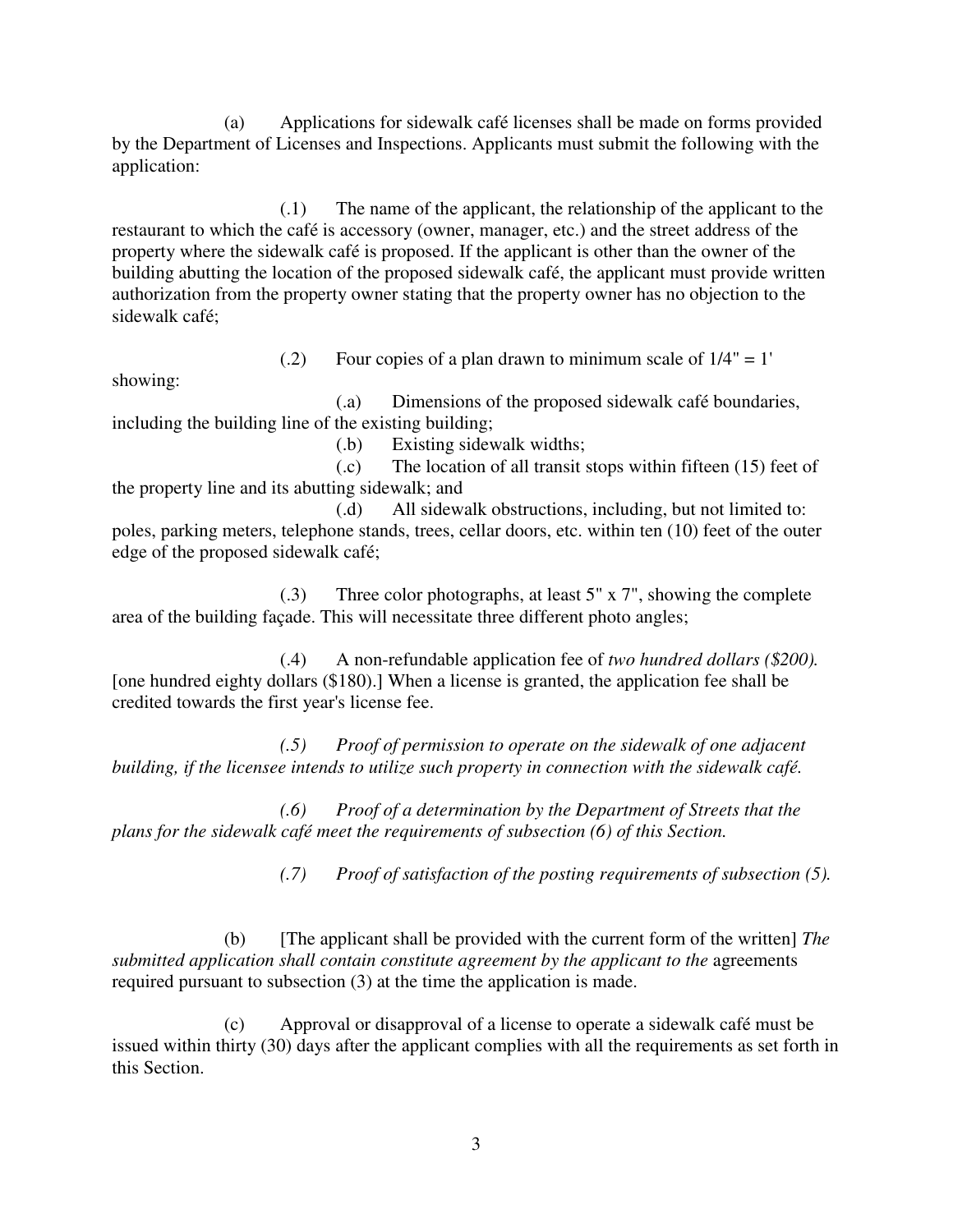(a) Applications for sidewalk café licenses shall be made on forms provided by the Department of Licenses and Inspections. Applicants must submit the following with the application:

(.1) The name of the applicant, the relationship of the applicant to the restaurant to which the café is accessory (owner, manager, etc.) and the street address of the property where the sidewalk café is proposed. If the applicant is other than the owner of the building abutting the location of the proposed sidewalk café, the applicant must provide written authorization from the property owner stating that the property owner has no objection to the sidewalk café;

(.2) Four copies of a plan drawn to minimum scale of 1/4" = 1' showing:

(.a) Dimensions of the proposed sidewalk café boundaries, including the building line of the existing building;

(.b) Existing sidewalk widths;

(.c) The location of all transit stops within fifteen (15) feet of the property line and its abutting sidewalk; and

(.d) All sidewalk obstructions, including, but not limited to: poles, parking meters, telephone stands, trees, cellar doors, etc. within ten (10) feet of the outer edge of the proposed sidewalk café;

(.3) Three color photographs, at least 5" x 7", showing the complete area of the building façade. This will necessitate three different photo angles;

(.4) A non-refundable application fee of *two hundred dollars ($200).* [one hundred eighty dollars ($180).] When a license is granted, the application fee shall be credited towards the first year's license fee.

*(.5) Proof of permission to operate on the sidewalk of one adjacent building, if the licensee intends to utilize such property in connection with the sidewalk café.*

*(.6) Proof of a determination by the Department of Streets that the plans for the sidewalk café meet the requirements of subsection (6) of this Section.*

*(.7) Proof of satisfaction of the posting requirements of subsection (5).*

(b) [The applicant shall be provided with the current form of the written] *The submitted application shall contain constitute agreement by the applicant to the* agreements required pursuant to subsection (3) at the time the application is made.

(c) Approval or disapproval of a license to operate a sidewalk café must be issued within thirty (30) days after the applicant complies with all the requirements as set forth in this Section.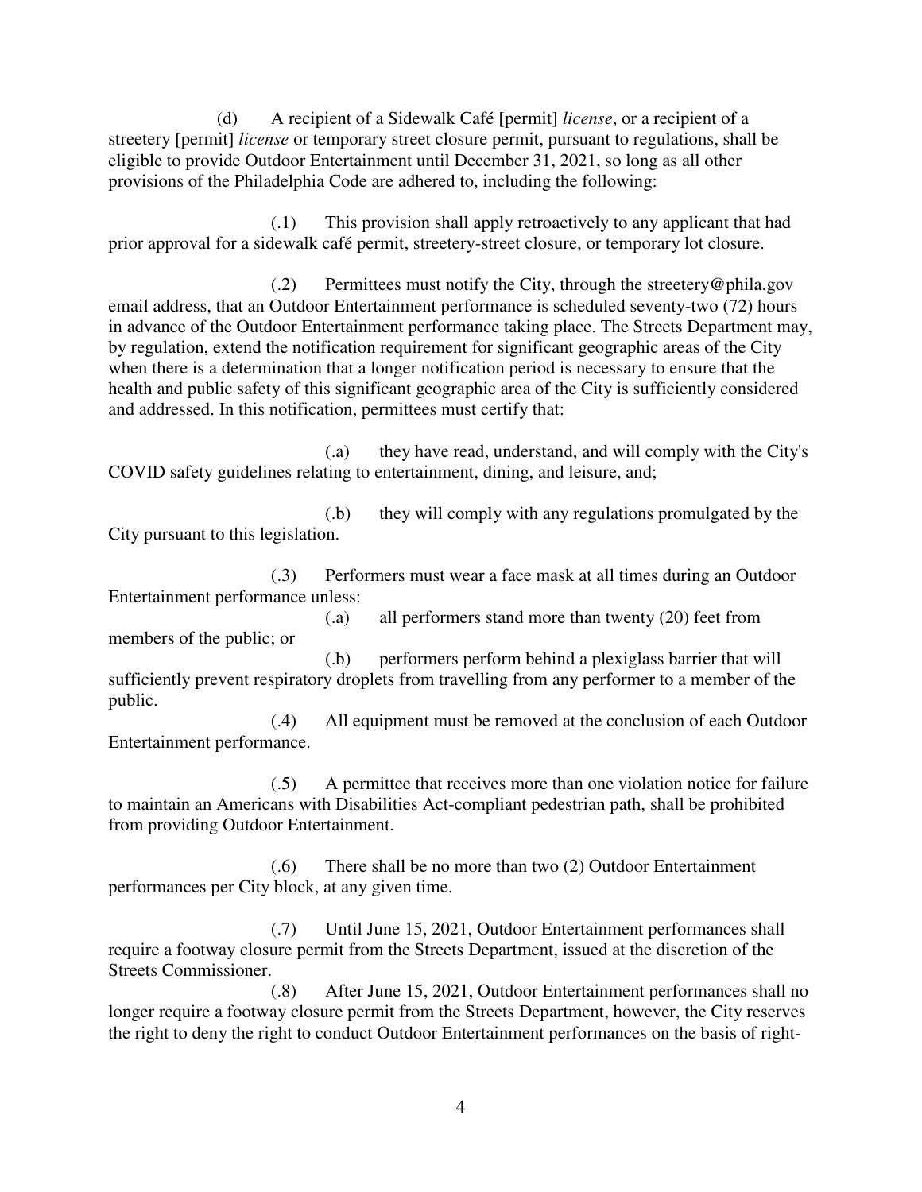(d) A recipient of a Sidewalk Café [permit] *license*, or a recipient of a streetery [permit] *license* or temporary street closure permit, pursuant to regulations, shall be eligible to provide Outdoor Entertainment until December 31, 2021, so long as all other provisions of the Philadelphia Code are adhered to, including the following:

(.1) This provision shall apply retroactively to any applicant that had prior approval for a sidewalk café permit, streetery-street closure, or temporary lot closure.

(.2) Permittees must notify the City, through the streetery@phila.gov email address, that an Outdoor Entertainment performance is scheduled seventy-two (72) hours in advance of the Outdoor Entertainment performance taking place. The Streets Department may, by regulation, extend the notification requirement for significant geographic areas of the City when there is a determination that a longer notification period is necessary to ensure that the health and public safety of this significant geographic area of the City is sufficiently considered and addressed. In this notification, permittees must certify that:

(.a) they have read, understand, and will comply with the City's COVID safety guidelines relating to entertainment, dining, and leisure, and;

(.b) they will comply with any regulations promulgated by the City pursuant to this legislation.

(.3) Performers must wear a face mask at all times during an Outdoor Entertainment performance unless:

(.a) all performers stand more than twenty (20) feet from members of the public; or

(.b) performers perform behind a plexiglass barrier that will sufficiently prevent respiratory droplets from travelling from any performer to a member of the public.

(.4) All equipment must be removed at the conclusion of each Outdoor Entertainment performance.

(.5) A permittee that receives more than one violation notice for failure to maintain an Americans with Disabilities Act-compliant pedestrian path, shall be prohibited from providing Outdoor Entertainment.

(.6) There shall be no more than two (2) Outdoor Entertainment performances per City block, at any given time.

(.7) Until June 15, 2021, Outdoor Entertainment performances shall require a footway closure permit from the Streets Department, issued at the discretion of the Streets Commissioner.

(.8) After June 15, 2021, Outdoor Entertainment performances shall no longer require a footway closure permit from the Streets Department, however, the City reserves the right to deny the right to conduct Outdoor Entertainment performances on the basis of right-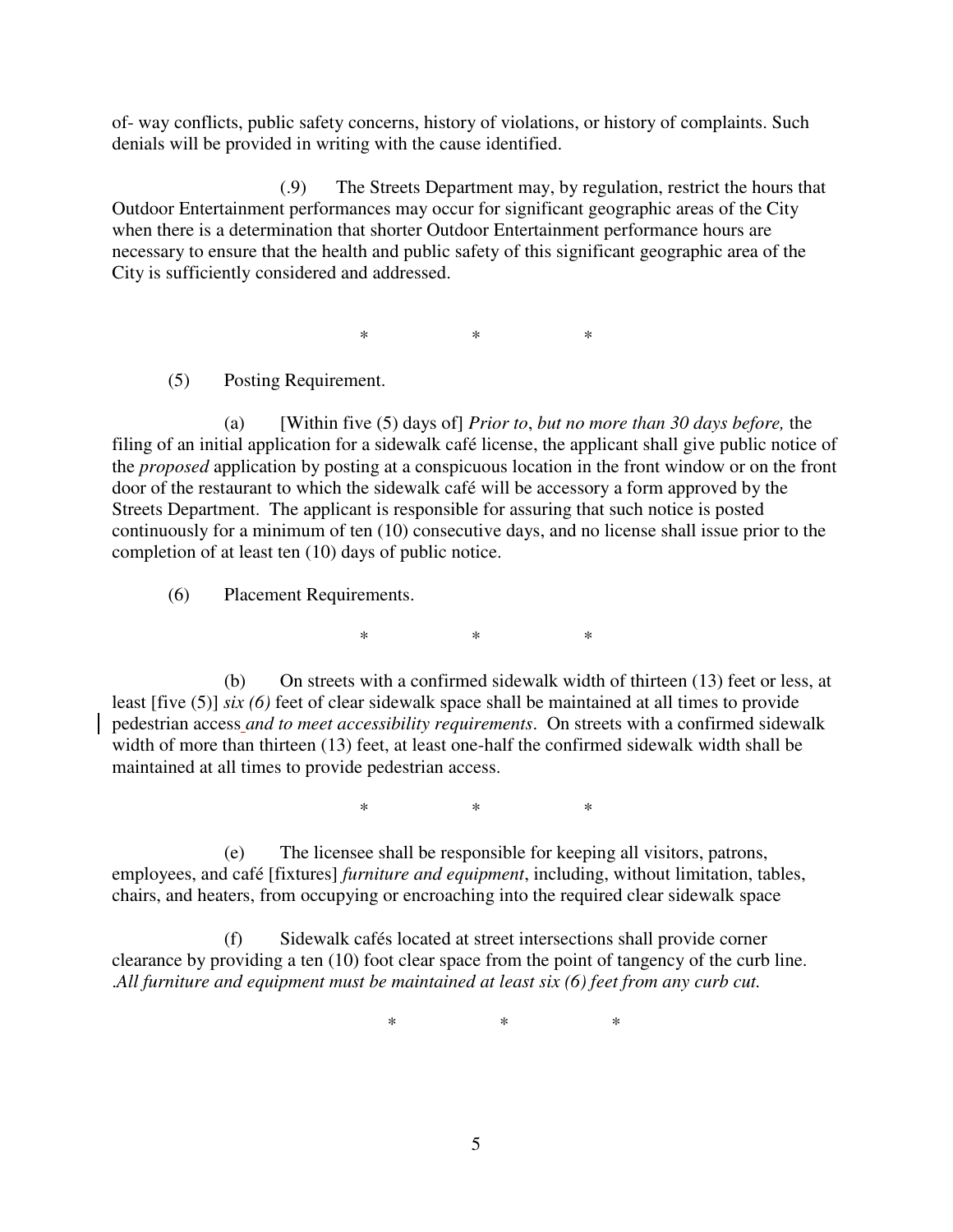of- way conflicts, public safety concerns, history of violations, or history of complaints. Such denials will be provided in writing with the cause identified.

(.9) The Streets Department may, by regulation, restrict the hours that Outdoor Entertainment performances may occur for significant geographic areas of the City when there is a determination that shorter Outdoor Entertainment performance hours are necessary to ensure that the health and public safety of this significant geographic area of the City is sufficiently considered and addressed.

\* \* \*

(5) Posting Requirement.

(a) [Within five (5) days of] *Prior to*, *but no more than 30 days before,* the filing of an initial application for a sidewalk café license, the applicant shall give public notice of the *proposed* application by posting at a conspicuous location in the front window or on the front door of the restaurant to which the sidewalk café will be accessory a form approved by the Streets Department. The applicant is responsible for assuring that such notice is posted continuously for a minimum of ten (10) consecutive days, and no license shall issue prior to the completion of at least ten (10) days of public notice.

(6) Placement Requirements.

\* \* \*

(b) On streets with a confirmed sidewalk width of thirteen (13) feet or less, at least [five (5)] *six (6)* feet of clear sidewalk space shall be maintained at all times to provide pedestrian access *and to meet accessibility requirements*. On streets with a confirmed sidewalk width of more than thirteen (13) feet, at least one-half the confirmed sidewalk width shall be maintained at all times to provide pedestrian access.

\* \* \*

(e) The licensee shall be responsible for keeping all visitors, patrons, employees, and café [fixtures] *furniture and equipment*, including, without limitation, tables, chairs, and heaters, from occupying or encroaching into the required clear sidewalk space

(f) Sidewalk cafés located at street intersections shall provide corner clearance by providing a ten (10) foot clear space from the point of tangency of the curb line. *.All furniture and equipment must be maintained at least six (6) feet from any curb cut.*

\* \* \*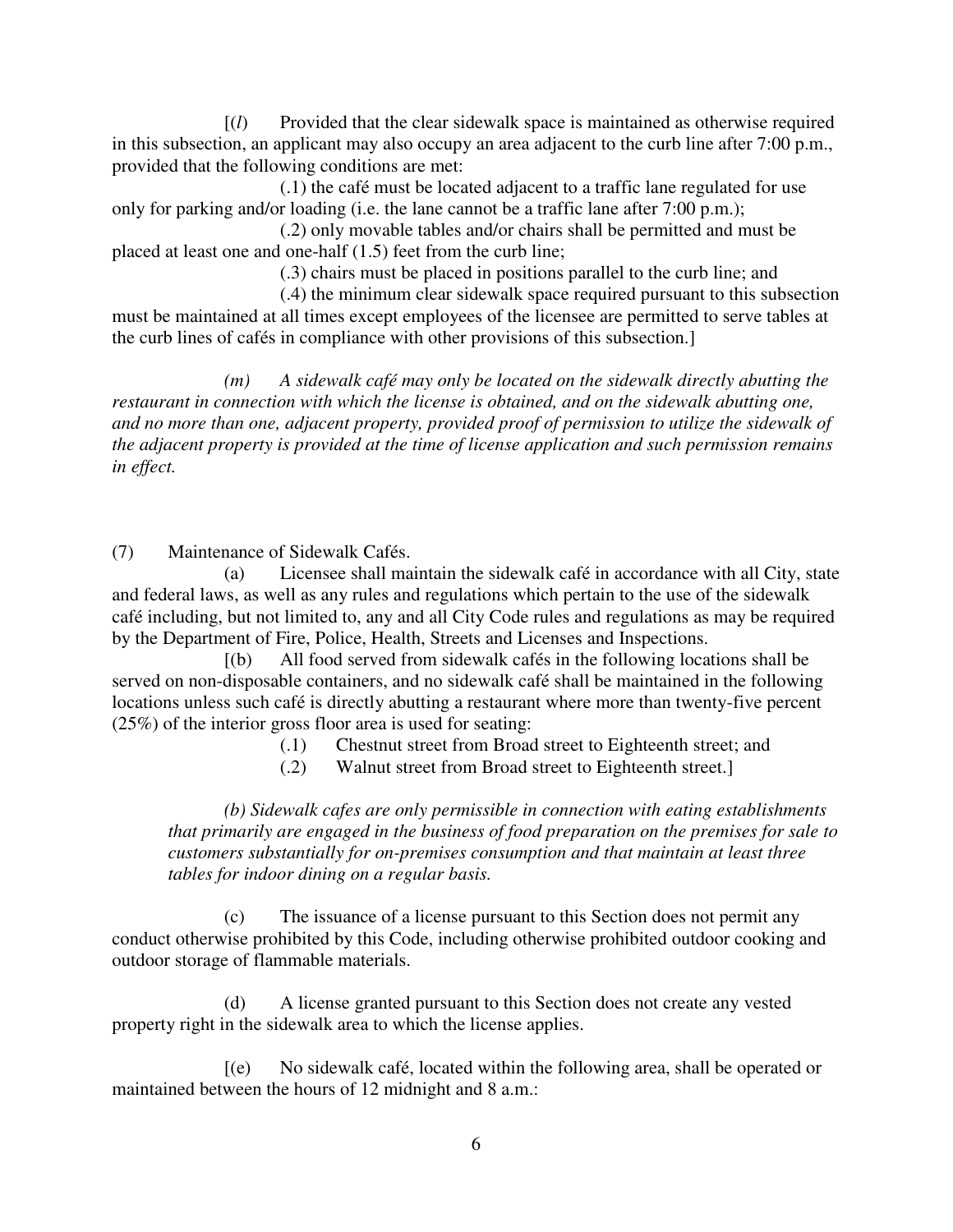[(*l*) Provided that the clear sidewalk space is maintained as otherwise required in this subsection, an applicant may also occupy an area adjacent to the curb line after 7:00 p.m., provided that the following conditions are met:

(.1) the café must be located adjacent to a traffic lane regulated for use only for parking and/or loading (i.e. the lane cannot be a traffic lane after 7:00 p.m.);

(.2) only movable tables and/or chairs shall be permitted and must be placed at least one and one-half (1.5) feet from the curb line;

(.3) chairs must be placed in positions parallel to the curb line; and

(.4) the minimum clear sidewalk space required pursuant to this subsection must be maintained at all times except employees of the licensee are permitted to serve tables at the curb lines of cafés in compliance with other provisions of this subsection.]

*(m) A sidewalk café may only be located on the sidewalk directly abutting the restaurant in connection with which the license is obtained, and on the sidewalk abutting one, and no more than one, adjacent property, provided proof of permission to utilize the sidewalk of the adjacent property is provided at the time of license application and such permission remains in effect.*

(7) Maintenance of Sidewalk Cafés.

(a) Licensee shall maintain the sidewalk café in accordance with all City, state and federal laws, as well as any rules and regulations which pertain to the use of the sidewalk café including, but not limited to, any and all City Code rules and regulations as may be required by the Department of Fire, Police, Health, Streets and Licenses and Inspections.

[(b) All food served from sidewalk cafés in the following locations shall be served on non-disposable containers, and no sidewalk café shall be maintained in the following locations unless such café is directly abutting a restaurant where more than twenty-five percent (25%) of the interior gross floor area is used for seating:

(.1) Chestnut street from Broad street to Eighteenth street; and

(.2) Walnut street from Broad street to Eighteenth street.]

*(b) Sidewalk cafes are only permissible in connection with eating establishments that primarily are engaged in the business of food preparation on the premises for sale to customers substantially for on-premises consumption and that maintain at least three tables for indoor dining on a regular basis.*

(c) The issuance of a license pursuant to this Section does not permit any conduct otherwise prohibited by this Code, including otherwise prohibited outdoor cooking and outdoor storage of flammable materials.

(d) A license granted pursuant to this Section does not create any vested property right in the sidewalk area to which the license applies.

[(e) No sidewalk café, located within the following area, shall be operated or maintained between the hours of 12 midnight and 8 a.m.: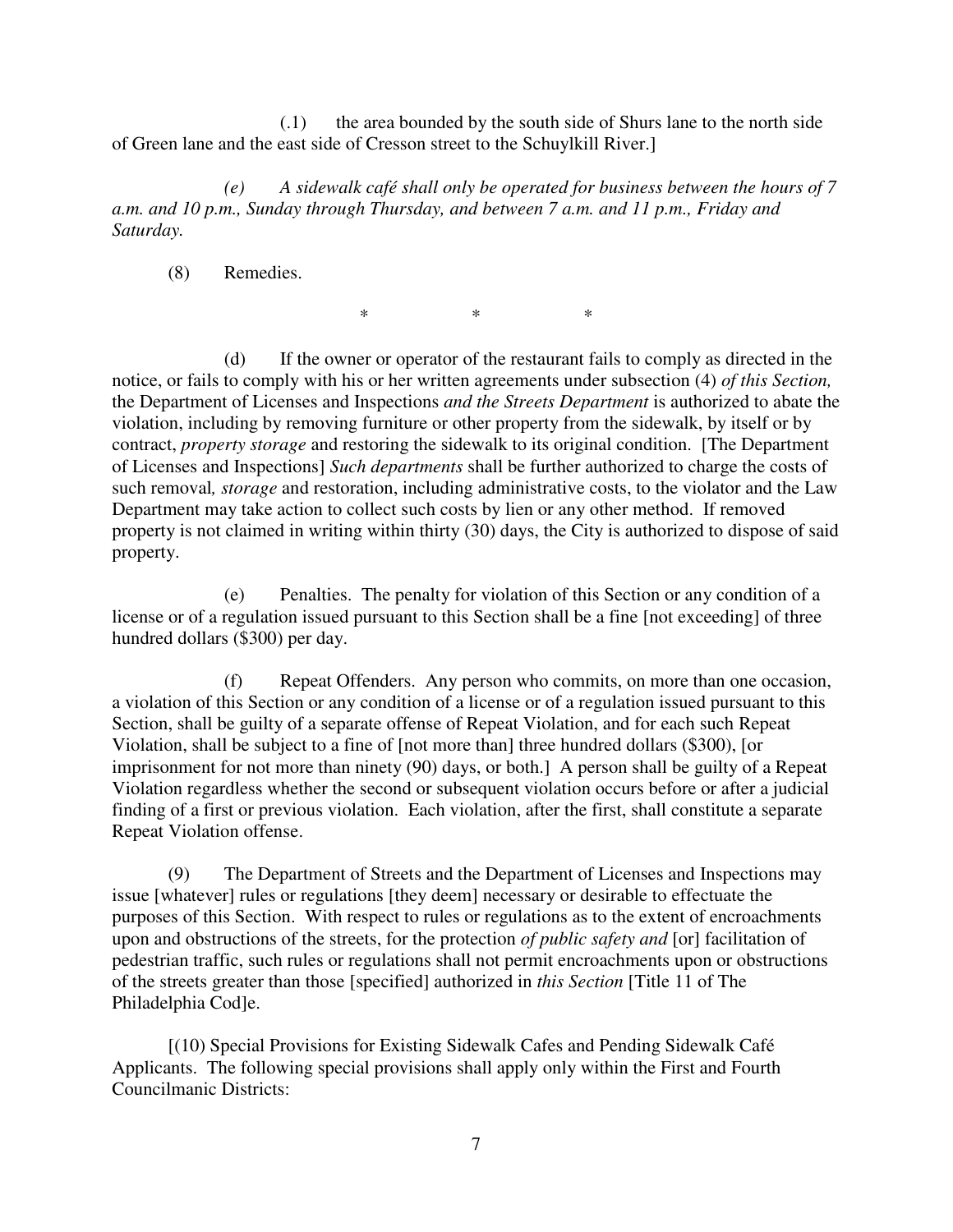(.1) the area bounded by the south side of Shurs lane to the north side of Green lane and the east side of Cresson street to the Schuylkill River.]

*(e) A sidewalk café shall only be operated for business between the hours of 7 a.m. and 10 p.m., Sunday through Thursday, and between 7 a.m. and 11 p.m., Friday and Saturday.*

(8) Remedies.

\* \* \*

(d) If the owner or operator of the restaurant fails to comply as directed in the notice, or fails to comply with his or her written agreements under subsection (4) *of this Section,* the Department of Licenses and Inspections *and the Streets Department* is authorized to abate the violation, including by removing furniture or other property from the sidewalk, by itself or by contract, *property storage* and restoring the sidewalk to its original condition. [The Department of Licenses and Inspections] *Such departments* shall be further authorized to charge the costs of such removal*, storage* and restoration, including administrative costs, to the violator and the Law Department may take action to collect such costs by lien or any other method. If removed property is not claimed in writing within thirty (30) days, the City is authorized to dispose of said property.

(e) Penalties. The penalty for violation of this Section or any condition of a license or of a regulation issued pursuant to this Section shall be a fine [not exceeding] of three hundred dollars ($300) per day.

(f) Repeat Offenders. Any person who commits, on more than one occasion, a violation of this Section or any condition of a license or of a regulation issued pursuant to this Section, shall be guilty of a separate offense of Repeat Violation, and for each such Repeat Violation, shall be subject to a fine of [not more than] three hundred dollars ($300), [or imprisonment for not more than ninety (90) days, or both.] A person shall be guilty of a Repeat Violation regardless whether the second or subsequent violation occurs before or after a judicial finding of a first or previous violation. Each violation, after the first, shall constitute a separate Repeat Violation offense.

(9) The Department of Streets and the Department of Licenses and Inspections may issue [whatever] rules or regulations [they deem] necessary or desirable to effectuate the purposes of this Section. With respect to rules or regulations as to the extent of encroachments upon and obstructions of the streets, for the protection *of public safety and* [or] facilitation of pedestrian traffic, such rules or regulations shall not permit encroachments upon or obstructions of the streets greater than those [specified] authorized in *this Section* [Title 11 of The Philadelphia Cod]e.

[(10) Special Provisions for Existing Sidewalk Cafes and Pending Sidewalk Café Applicants. The following special provisions shall apply only within the First and Fourth Councilmanic Districts: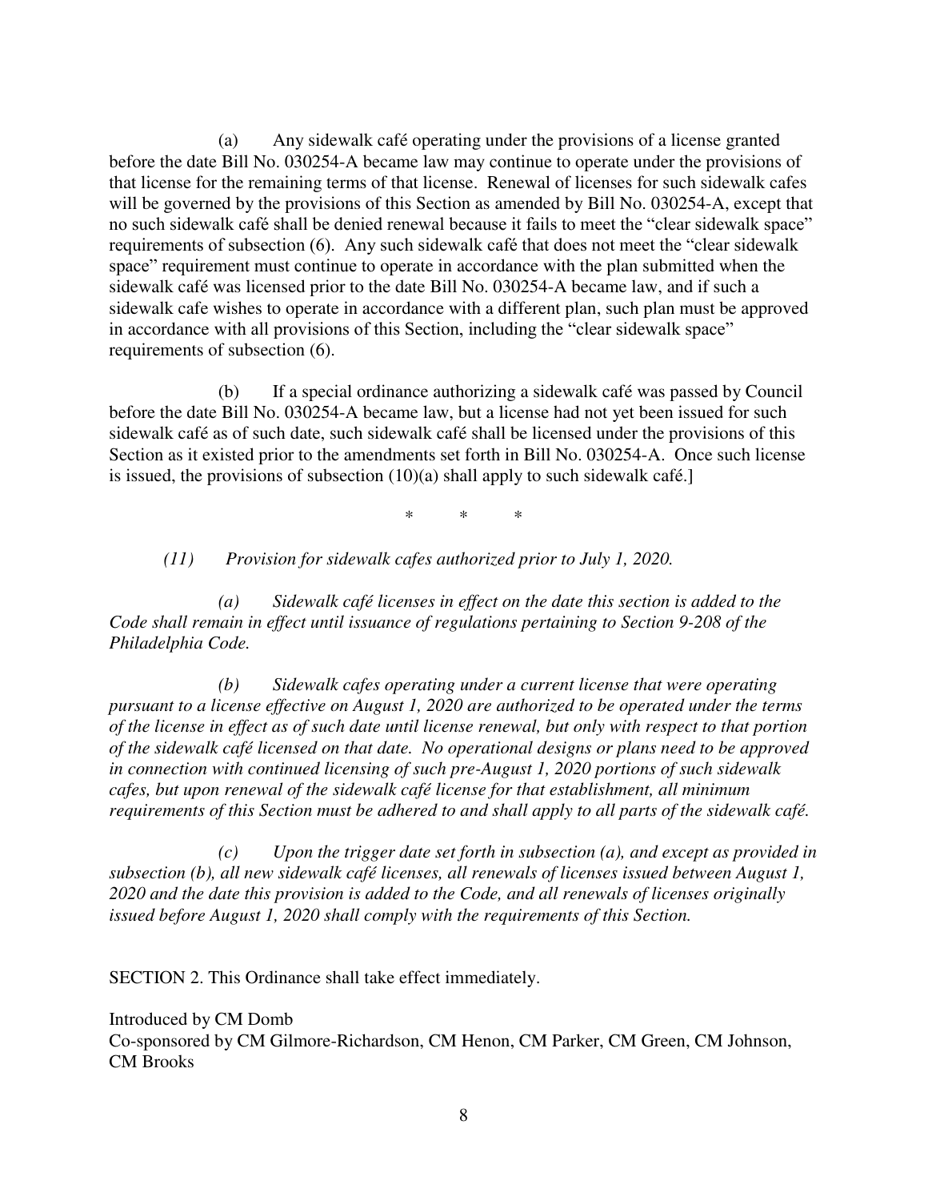(a) Any sidewalk café operating under the provisions of a license granted before the date Bill No. 030254-A became law may continue to operate under the provisions of that license for the remaining terms of that license. Renewal of licenses for such sidewalk cafes will be governed by the provisions of this Section as amended by Bill No. 030254-A, except that no such sidewalk café shall be denied renewal because it fails to meet the "clear sidewalk space" requirements of subsection (6). Any such sidewalk café that does not meet the "clear sidewalk space" requirement must continue to operate in accordance with the plan submitted when the sidewalk café was licensed prior to the date Bill No. 030254-A became law, and if such a sidewalk cafe wishes to operate in accordance with a different plan, such plan must be approved in accordance with all provisions of this Section, including the "clear sidewalk space" requirements of subsection (6).

(b) If a special ordinance authorizing a sidewalk café was passed by Council before the date Bill No. 030254-A became law, but a license had not yet been issued for such sidewalk café as of such date, such sidewalk café shall be licensed under the provisions of this Section as it existed prior to the amendments set forth in Bill No. 030254-A. Once such license is issued, the provisions of subsection (10)(a) shall apply to such sidewalk café.]

\* \* \*

*(11) Provision for sidewalk cafes authorized prior to July 1, 2020.*

*(a) Sidewalk café licenses in effect on the date this section is added to the Code shall remain in effect until issuance of regulations pertaining to Section 9-208 of the Philadelphia Code.*

*(b) Sidewalk cafes operating under a current license that were operating pursuant to a license effective on August 1, 2020 are authorized to be operated under the terms of the license in effect as of such date until license renewal, but only with respect to that portion of the sidewalk café licensed on that date. No operational designs or plans need to be approved in connection with continued licensing of such pre-August 1, 2020 portions of such sidewalk cafes, but upon renewal of the sidewalk café license for that establishment, all minimum requirements of this Section must be adhered to and shall apply to all parts of the sidewalk café.*

*(c) Upon the trigger date set forth in subsection (a), and except as provided in subsection (b), all new sidewalk café licenses, all renewals of licenses issued between August 1, 2020 and the date this provision is added to the Code, and all renewals of licenses originally issued before August 1, 2020 shall comply with the requirements of this Section.*

SECTION 2. This Ordinance shall take effect immediately.

Introduced by CM Domb
Co-sponsored by CM Gilmore-Richardson, CM Henon, CM Parker, CM Green, CM Johnson, CM Brooks